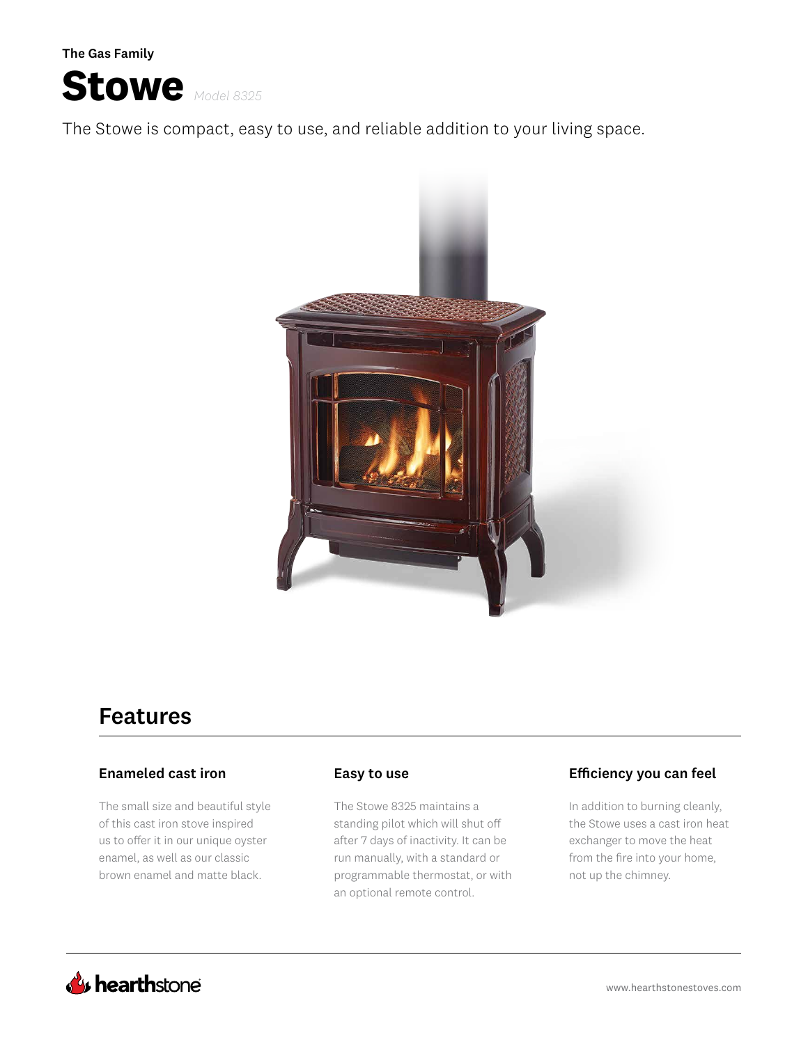**The Gas Family**

# Stowe *Model 8325*

The Stowe is compact, easy to use, and reliable addition to your living space.

## Features

### Enameled cast iron

The small size and beautiful style of this cast iron stove inspired us to offer it in our unique oyster enamel, as well as our classic brown enamel and matte black.

### Easy to use

The Stowe 8325 maintains a standing pilot which will shut off after 7 days of inactivity. It can be run manually, with a standard or programmable thermostat, or with an optional remote control.

### Efficiency you can feel

In addition to burning cleanly, the Stowe uses a cast iron heat exchanger to move the heat from the fire into your home, not up the chimney.

hearthstone

www.hearthstonestoves.com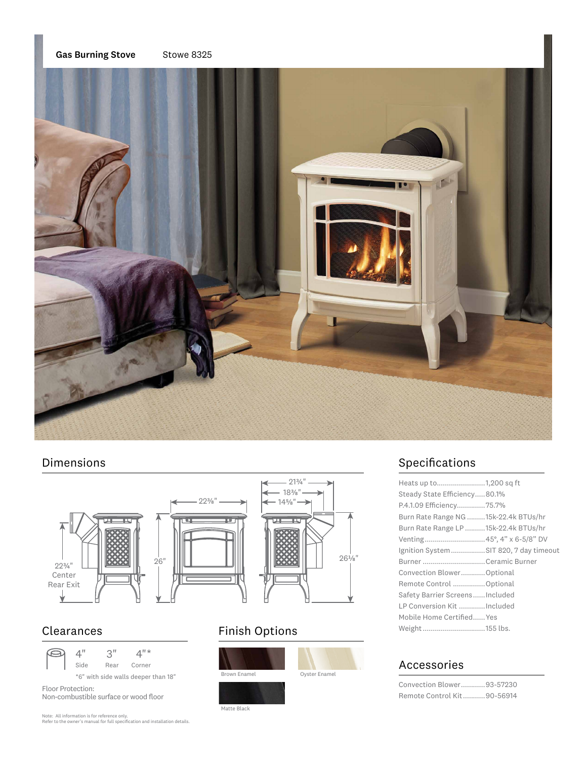**Gas Burning Stove** Stowe 8325

## Dimensions

21¾"
18⅜"
14⅝"
22⅜"
22¾"
Center
Rear Exit
26"
26⅛"

## Specifications

| | |
|---|---|
| Heats up to | 1,200 sq ft |
| Steady State Efficiency | 80.1% |
| P.4.1.09 Efficiency | 75.7% |
| Burn Rate Range NG | 15k-22.4k BTUs/hr |
| Burn Rate Range LP | 15k-22.4k BTUs/hr |
| Venting | 45°, 4" x 6-5/8" DV |
| Ignition System | SIT 820, 7 day timeout |
| Burner | Ceramic Burner |
| Convection Blower | Optional |
| Remote Control | Optional |
| Safety Barrier Screens | Included |
| LP Conversion Kit | Included |
| Mobile Home Certified | Yes |
| Weight | 155 lbs. |

## Clearances

| Side | Rear | Corner |
|---|---|---|
| 4" | 3" | 4"* |

*6" with side walls deeper than 18"

Floor Protection:
Non-combustible surface or wood floor

## Finish Options

Brown Enamel

Oyster Enamel

Matte Black

## Accessories

| | |
|---|---|
| Convection Blower | 93-57230 |
| Remote Control Kit | 90-56914 |

Note: All information is for reference only.
Refer to the owner's manual for full specification and installation details.